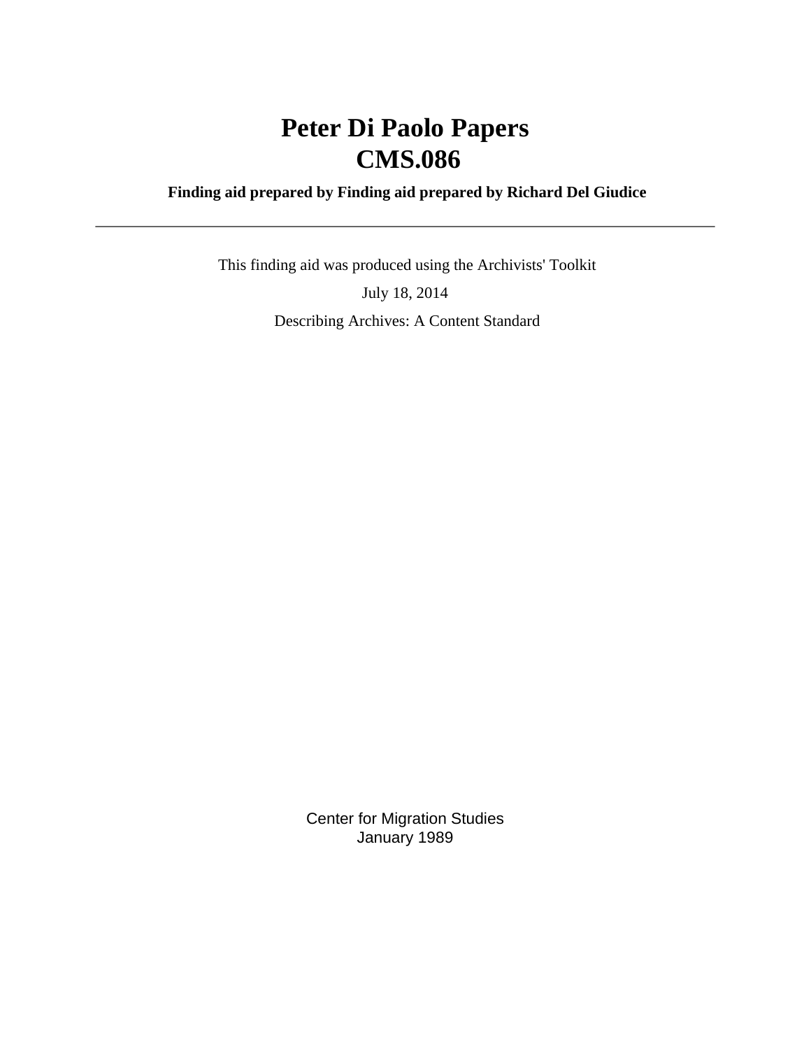# Peter Di Paolo Papers
# CMS.086

**Finding aid prepared by Finding aid prepared by Richard Del Giudice**

---

This finding aid was produced using the Archivists' Toolkit

July 18, 2014

Describing Archives: A Content Standard

Center for Migration Studies
January 1989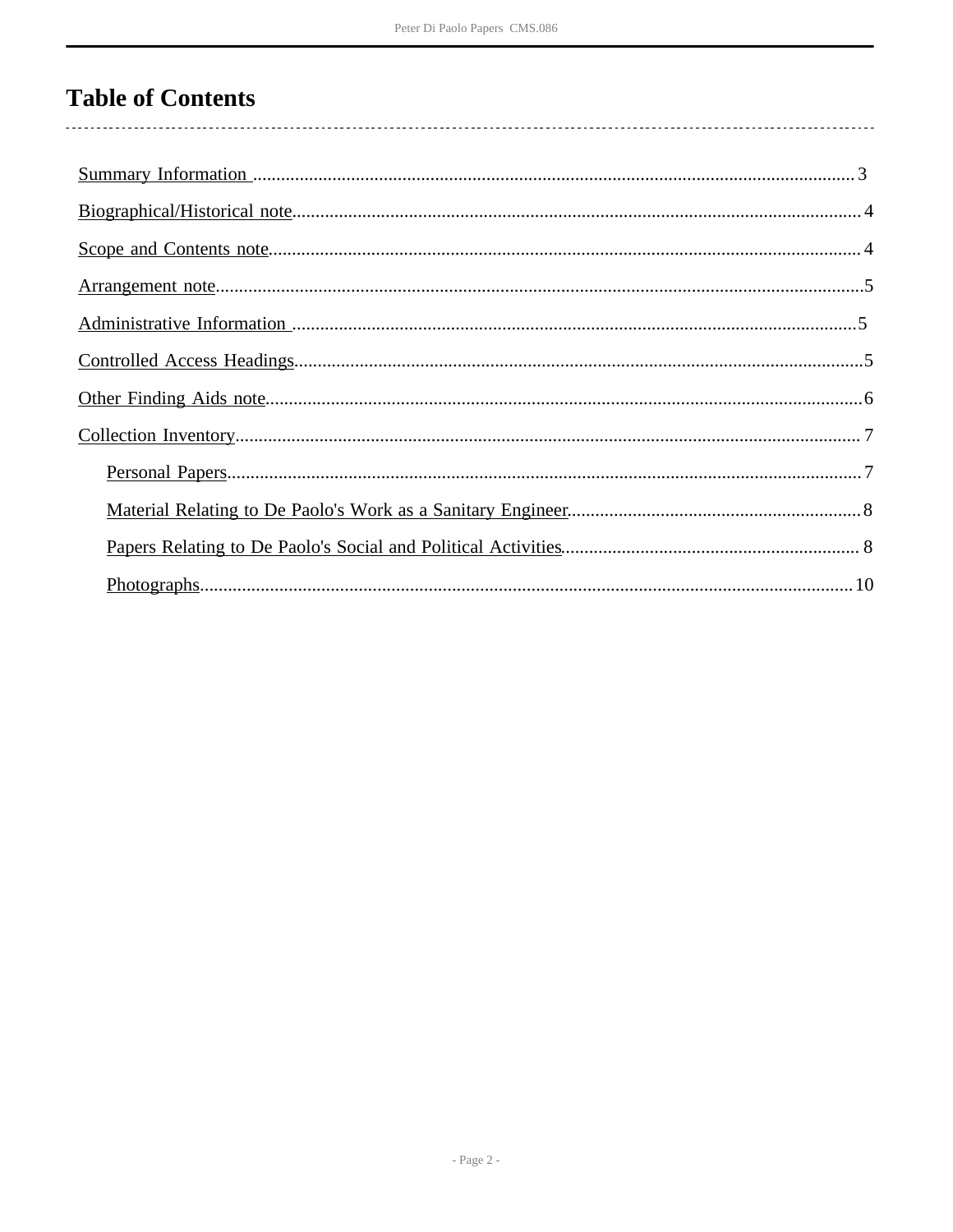# Table of Contents

- Summary Information .......... 3
- Biographical/Historical note .......... 4
- Scope and Contents note .......... 4
- Arrangement note .......... 5
- Administrative Information .......... 5
- Controlled Access Headings .......... 5
- Other Finding Aids note .......... 6
- Collection Inventory .......... 7
  - Personal Papers .......... 7
  - Material Relating to De Paolo's Work as a Sanitary Engineer .......... 8
  - Papers Relating to De Paolo's Social and Political Activities .......... 8
  - Photographs .......... 10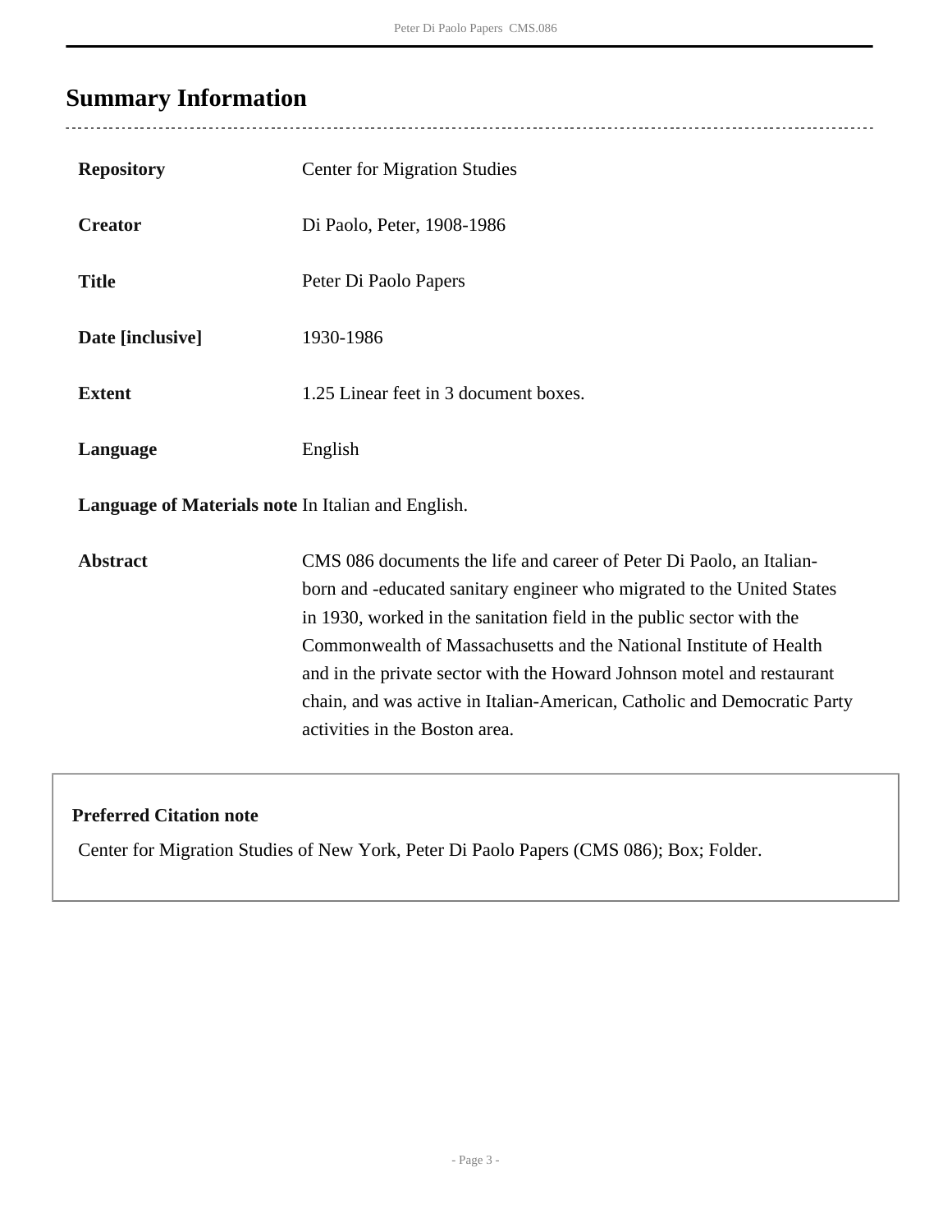## Summary Information

| | |
|---|---|
| **Repository** | Center for Migration Studies |
| **Creator** | Di Paolo, Peter, 1908-1986 |
| **Title** | Peter Di Paolo Papers |
| **Date [inclusive]** | 1930-1986 |
| **Extent** | 1.25 Linear feet in 3 document boxes. |
| **Language** | English |
| **Language of Materials note** | In Italian and English. |
| **Abstract** | CMS 086 documents the life and career of Peter Di Paolo, an Italian-born and -educated sanitary engineer who migrated to the United States in 1930, worked in the sanitation field in the public sector with the Commonwealth of Massachusetts and the National Institute of Health and in the private sector with the Howard Johnson motel and restaurant chain, and was active in Italian-American, Catholic and Democratic Party activities in the Boston area. |

**Preferred Citation note**

Center for Migration Studies of New York, Peter Di Paolo Papers (CMS 086); Box; Folder.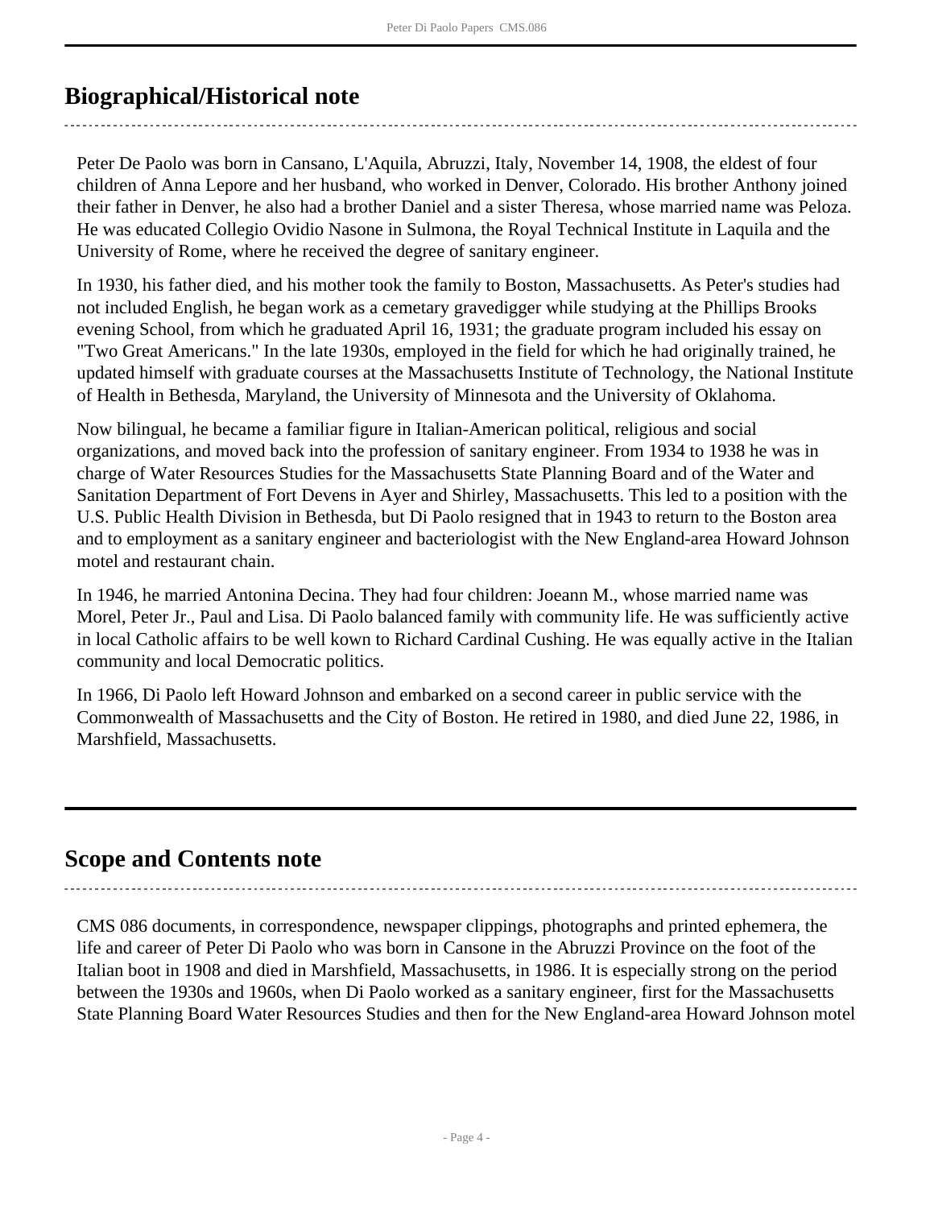## Biographical/Historical note

Peter De Paolo was born in Cansano, L'Aquila, Abruzzi, Italy, November 14, 1908, the eldest of four children of Anna Lepore and her husband, who worked in Denver, Colorado. His brother Anthony joined their father in Denver, he also had a brother Daniel and a sister Theresa, whose married name was Peloza. He was educated Collegio Ovidio Nasone in Sulmona, the Royal Technical Institute in Laquila and the University of Rome, where he received the degree of sanitary engineer.

In 1930, his father died, and his mother took the family to Boston, Massachusetts. As Peter's studies had not included English, he began work as a cemetary gravedigger while studying at the Phillips Brooks evening School, from which he graduated April 16, 1931; the graduate program included his essay on "Two Great Americans." In the late 1930s, employed in the field for which he had originally trained, he updated himself with graduate courses at the Massachusetts Institute of Technology, the National Institute of Health in Bethesda, Maryland, the University of Minnesota and the University of Oklahoma.

Now bilingual, he became a familiar figure in Italian-American political, religious and social organizations, and moved back into the profession of sanitary engineer. From 1934 to 1938 he was in charge of Water Resources Studies for the Massachusetts State Planning Board and of the Water and Sanitation Department of Fort Devens in Ayer and Shirley, Massachusetts. This led to a position with the U.S. Public Health Division in Bethesda, but Di Paolo resigned that in 1943 to return to the Boston area and to employment as a sanitary engineer and bacteriologist with the New England-area Howard Johnson motel and restaurant chain.

In 1946, he married Antonina Decina. They had four children: Joeann M., whose married name was Morel, Peter Jr., Paul and Lisa. Di Paolo balanced family with community life. He was sufficiently active in local Catholic affairs to be well kown to Richard Cardinal Cushing. He was equally active in the Italian community and local Democratic politics.

In 1966, Di Paolo left Howard Johnson and embarked on a second career in public service with the Commonwealth of Massachusetts and the City of Boston. He retired in 1980, and died June 22, 1986, in Marshfield, Massachusetts.

## Scope and Contents note

CMS 086 documents, in correspondence, newspaper clippings, photographs and printed ephemera, the life and career of Peter Di Paolo who was born in Cansone in the Abruzzi Province on the foot of the Italian boot in 1908 and died in Marshfield, Massachusetts, in 1986. It is especially strong on the period between the 1930s and 1960s, when Di Paolo worked as a sanitary engineer, first for the Massachusetts State Planning Board Water Resources Studies and then for the New England-area Howard Johnson motel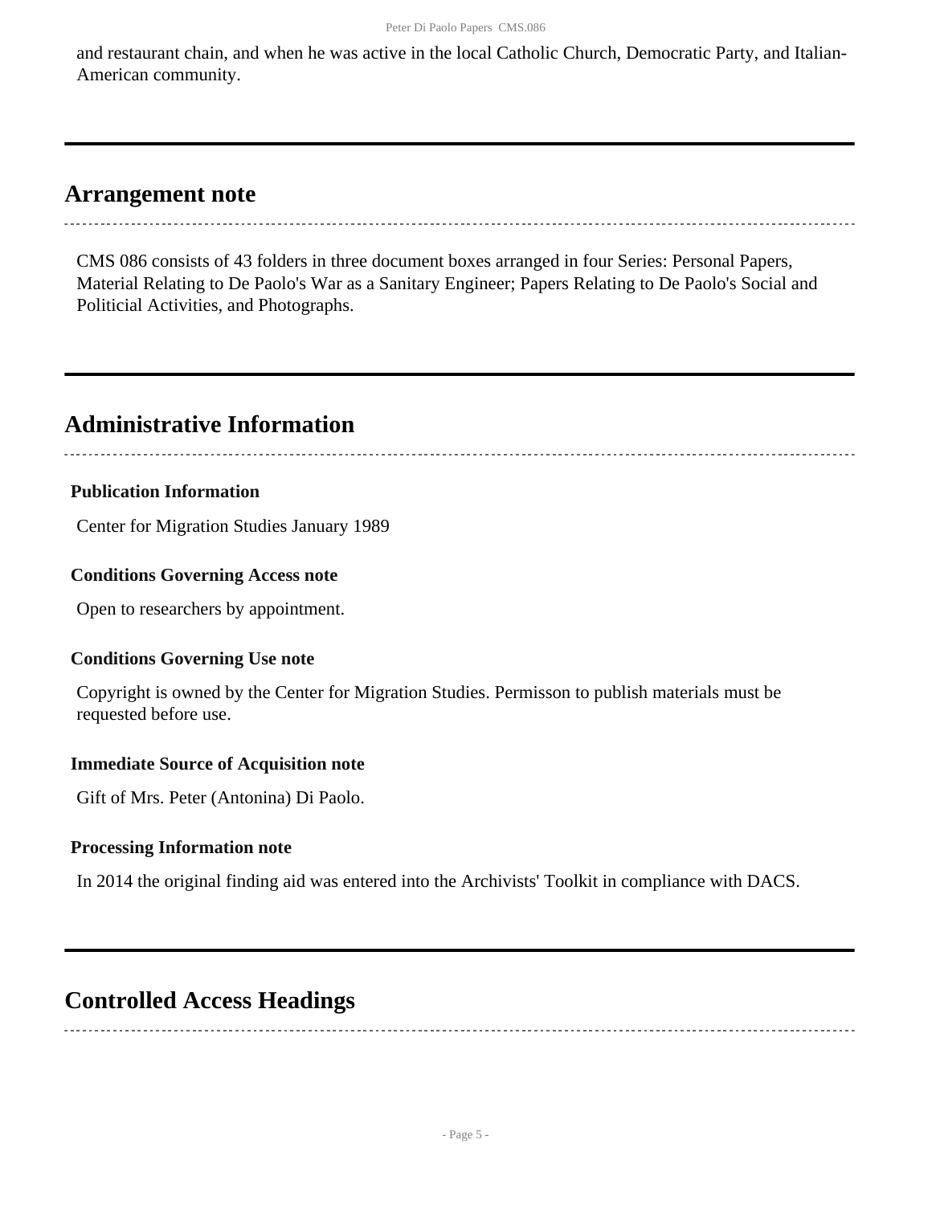and restaurant chain, and when he was active in the local Catholic Church, Democratic Party, and Italian-American community.

## Arrangement note

CMS 086 consists of 43 folders in three document boxes arranged in four Series: Personal Papers, Material Relating to De Paolo's War as a Sanitary Engineer; Papers Relating to De Paolo's Social and Politicial Activities, and Photographs.

## Administrative Information

### Publication Information

Center for Migration Studies January 1989

### Conditions Governing Access note

Open to researchers by appointment.

### Conditions Governing Use note

Copyright is owned by the Center for Migration Studies. Permisson to publish materials must be requested before use.

### Immediate Source of Acquisition note

Gift of Mrs. Peter (Antonina) Di Paolo.

### Processing Information note

In 2014 the original finding aid was entered into the Archivists' Toolkit in compliance with DACS.

## Controlled Access Headings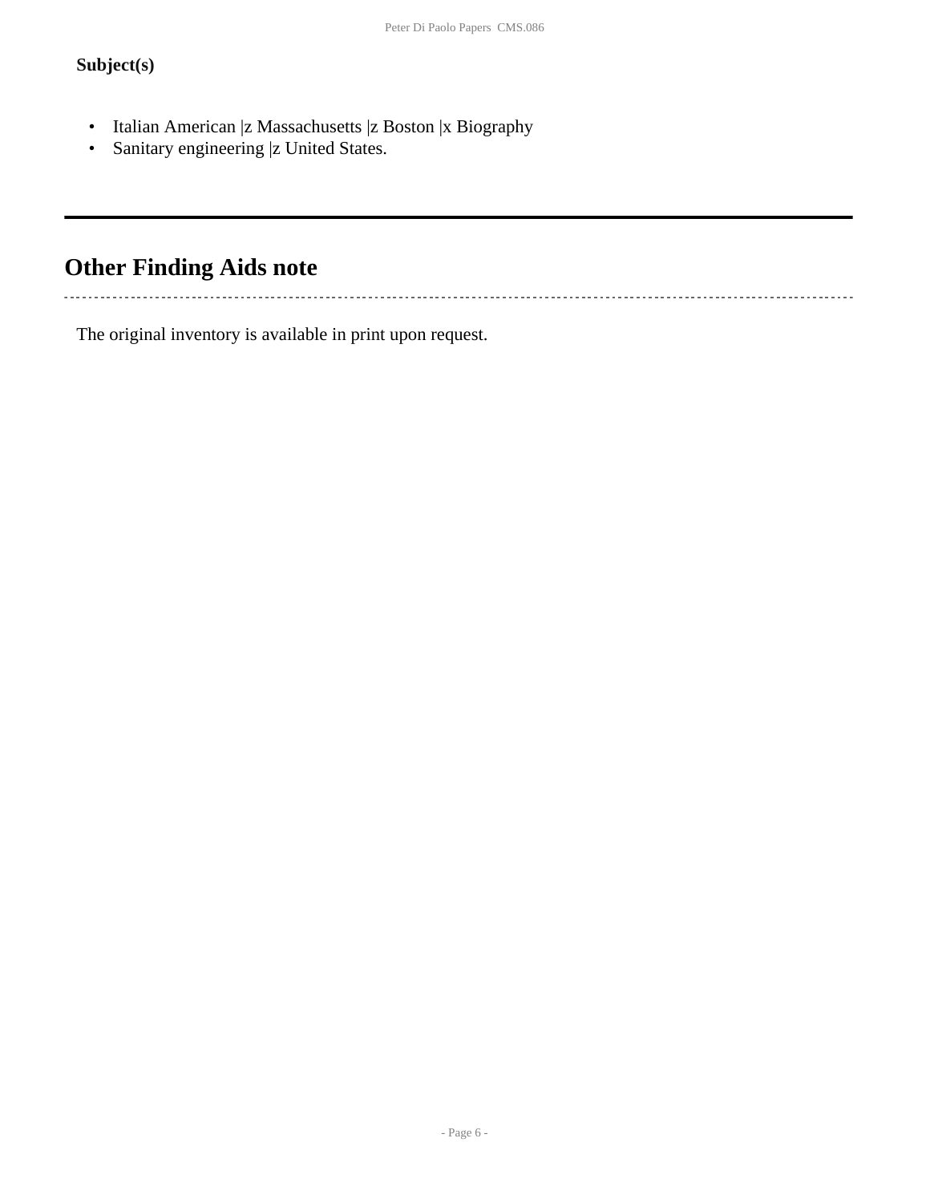**Subject(s)**

- Italian American |z Massachusetts |z Boston |x Biography
- Sanitary engineering |z United States.

## Other Finding Aids note

The original inventory is available in print upon request.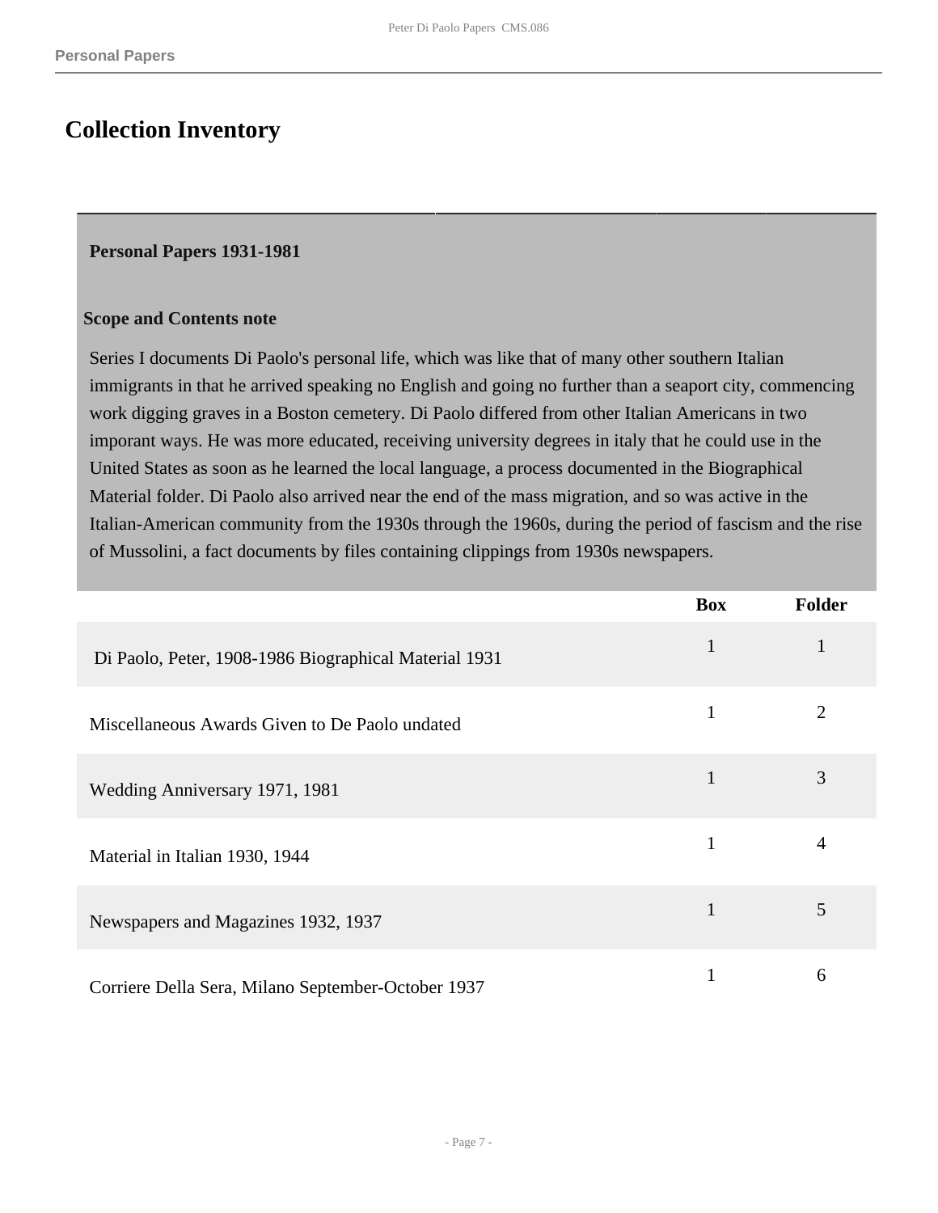## Collection Inventory

### Personal Papers 1931-1981

**Scope and Contents note**

Series I documents Di Paolo's personal life, which was like that of many other southern Italian immigrants in that he arrived speaking no English and going no further than a seaport city, commencing work digging graves in a Boston cemetery. Di Paolo differed from other Italian Americans in two imporant ways. He was more educated, receiving university degrees in italy that he could use in the United States as soon as he learned the local language, a process documented in the Biographical Material folder. Di Paolo also arrived near the end of the mass migration, and so was active in the Italian-American community from the 1930s through the 1960s, during the period of fascism and the rise of Mussolini, a fact documents by files containing clippings from 1930s newspapers.

| | Box | Folder |
|---|---|---|
| Di Paolo, Peter, 1908-1986 Biographical Material 1931 | 1 | 1 |
| Miscellaneous Awards Given to De Paolo undated | 1 | 2 |
| Wedding Anniversary 1971, 1981 | 1 | 3 |
| Material in Italian 1930, 1944 | 1 | 4 |
| Newspapers and Magazines 1932, 1937 | 1 | 5 |
| Corriere Della Sera, Milano September-October 1937 | 1 | 6 |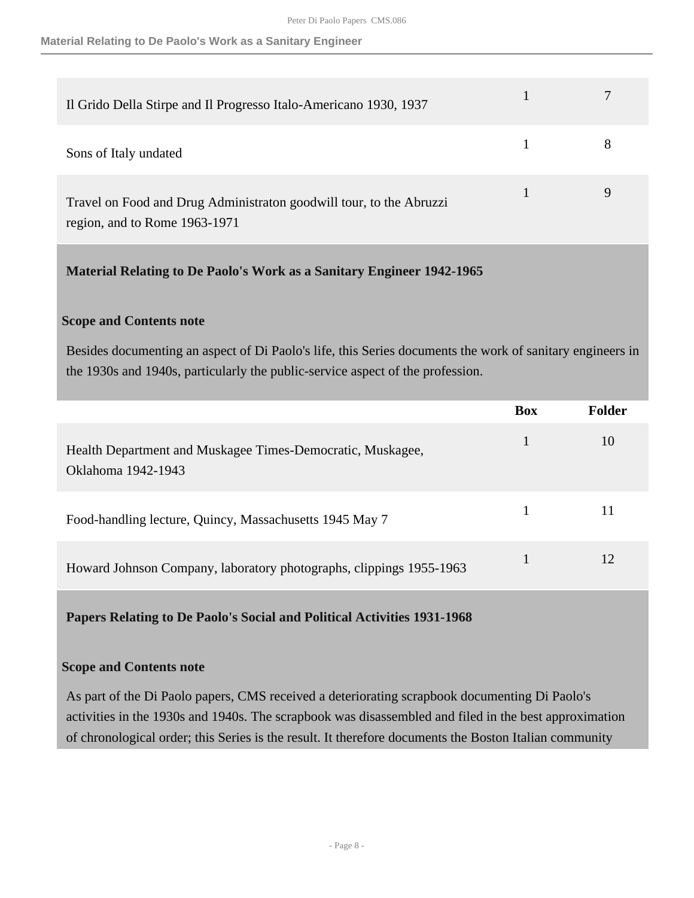| | Box | Folder |
| --- | --- | --- |
| Il Grido Della Stirpe and Il Progresso Italo-Americano 1930, 1937 | 1 | 7 |
| Sons of Italy undated | 1 | 8 |
| Travel on Food and Drug Administraton goodwill tour, to the Abruzzi region, and to Rome 1963-1971 | 1 | 9 |

## Material Relating to De Paolo's Work as a Sanitary Engineer 1942-1965

### Scope and Contents note

Besides documenting an aspect of Di Paolo's life, this Series documents the work of sanitary engineers in the 1930s and 1940s, particularly the public-service aspect of the profession.

| | Box | Folder |
| --- | --- | --- |
| Health Department and Muskagee Times-Democratic, Muskagee, Oklahoma 1942-1943 | 1 | 10 |
| Food-handling lecture, Quincy, Massachusetts 1945 May 7 | 1 | 11 |
| Howard Johnson Company, laboratory photographs, clippings 1955-1963 | 1 | 12 |

## Papers Relating to De Paolo's Social and Political Activities 1931-1968

### Scope and Contents note

As part of the Di Paolo papers, CMS received a deteriorating scrapbook documenting Di Paolo's activities in the 1930s and 1940s. The scrapbook was disassembled and filed in the best approximation of chronological order; this Series is the result. It therefore documents the Boston Italian community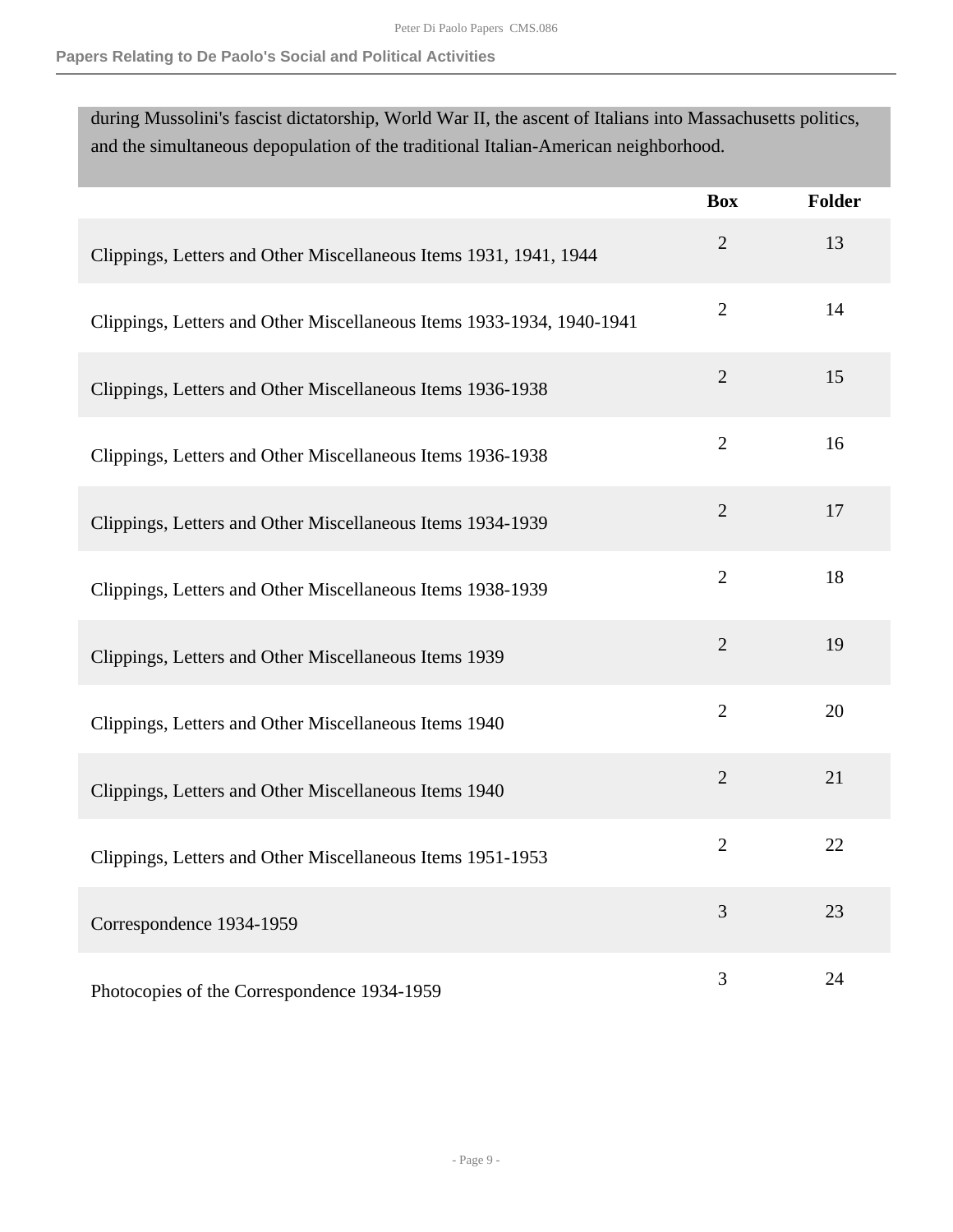during Mussolini's fascist dictatorship, World War II, the ascent of Italians into Massachusetts politics, and the simultaneous depopulation of the traditional Italian-American neighborhood.

| | Box | Folder |
|---|---|---|
| Clippings, Letters and Other Miscellaneous Items 1931, 1941, 1944 | 2 | 13 |
| Clippings, Letters and Other Miscellaneous Items 1933-1934, 1940-1941 | 2 | 14 |
| Clippings, Letters and Other Miscellaneous Items 1936-1938 | 2 | 15 |
| Clippings, Letters and Other Miscellaneous Items 1936-1938 | 2 | 16 |
| Clippings, Letters and Other Miscellaneous Items 1934-1939 | 2 | 17 |
| Clippings, Letters and Other Miscellaneous Items 1938-1939 | 2 | 18 |
| Clippings, Letters and Other Miscellaneous Items 1939 | 2 | 19 |
| Clippings, Letters and Other Miscellaneous Items 1940 | 2 | 20 |
| Clippings, Letters and Other Miscellaneous Items 1940 | 2 | 21 |
| Clippings, Letters and Other Miscellaneous Items 1951-1953 | 2 | 22 |
| Correspondence 1934-1959 | 3 | 23 |
| Photocopies of the Correspondence 1934-1959 | 3 | 24 |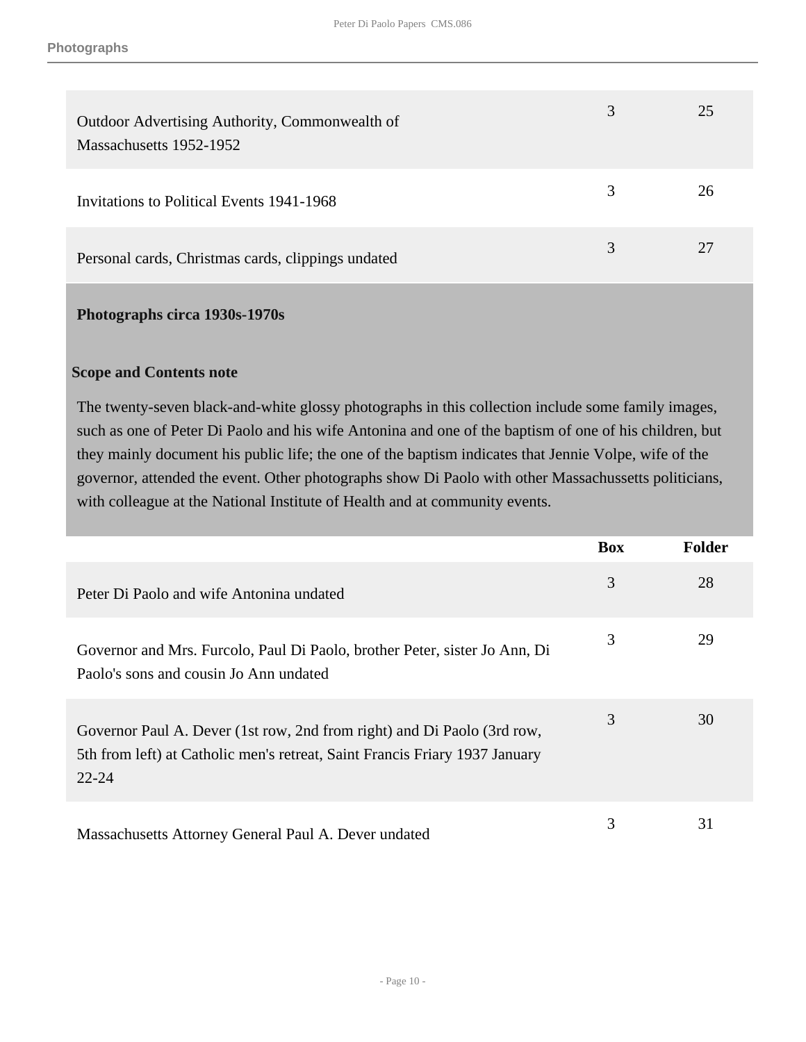| | Box | Folder |
|---|---|---|
| Outdoor Advertising Authority, Commonwealth of Massachusetts 1952-1952 | 3 | 25 |
| Invitations to Political Events 1941-1968 | 3 | 26 |
| Personal cards, Christmas cards, clippings undated | 3 | 27 |

**Photographs circa 1930s-1970s**

**Scope and Contents note**

The twenty-seven black-and-white glossy photographs in this collection include some family images, such as one of Peter Di Paolo and his wife Antonina and one of the baptism of one of his children, but they mainly document his public life; the one of the baptism indicates that Jennie Volpe, wife of the governor, attended the event. Other photographs show Di Paolo with other Massachussetts politicians, with colleague at the National Institute of Health and at community events.

| | Box | Folder |
|---|---|---|
| Peter Di Paolo and wife Antonina undated | 3 | 28 |
| Governor and Mrs. Furcolo, Paul Di Paolo, brother Peter, sister Jo Ann, Di Paolo's sons and cousin Jo Ann undated | 3 | 29 |
| Governor Paul A. Dever (1st row, 2nd from right) and Di Paolo (3rd row, 5th from left) at Catholic men's retreat, Saint Francis Friary 1937 January 22-24 | 3 | 30 |
| Massachusetts Attorney General Paul A. Dever undated | 3 | 31 |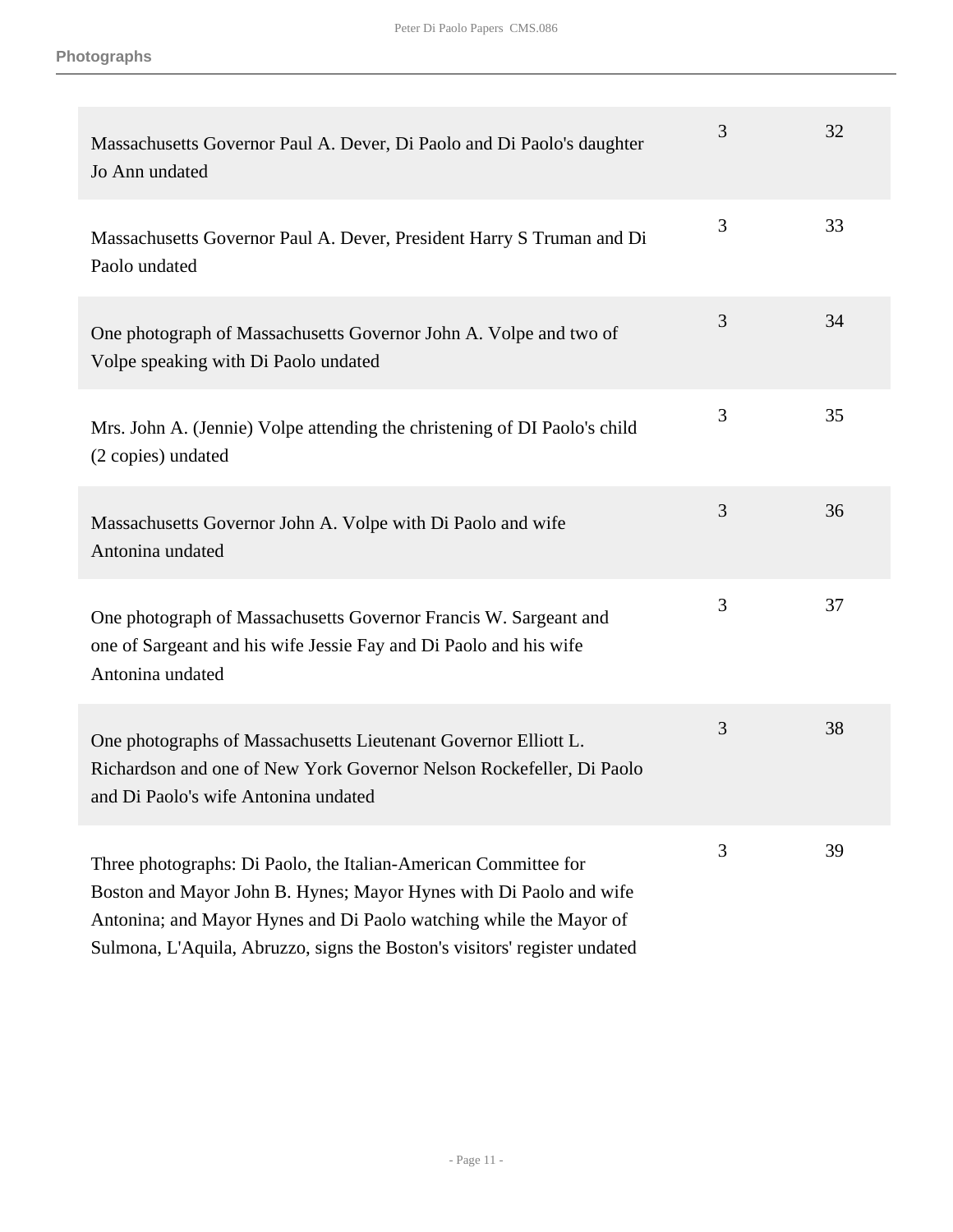| Description | Box | Folder |
| --- | --- | --- |
| Massachusetts Governor Paul A. Dever, Di Paolo and Di Paolo's daughter Jo Ann undated | 3 | 32 |
| Massachusetts Governor Paul A. Dever, President Harry S Truman and Di Paolo undated | 3 | 33 |
| One photograph of Massachusetts Governor John A. Volpe and two of Volpe speaking with Di Paolo undated | 3 | 34 |
| Mrs. John A. (Jennie) Volpe attending the christening of DI Paolo's child (2 copies) undated | 3 | 35 |
| Massachusetts Governor John A. Volpe with Di Paolo and wife Antonina undated | 3 | 36 |
| One photograph of Massachusetts Governor Francis W. Sargeant and one of Sargeant and his wife Jessie Fay and Di Paolo and his wife Antonina undated | 3 | 37 |
| One photographs of Massachusetts Lieutenant Governor Elliott L. Richardson and one of New York Governor Nelson Rockefeller, Di Paolo and Di Paolo's wife Antonina undated | 3 | 38 |
| Three photographs: Di Paolo, the Italian-American Committee for Boston and Mayor John B. Hynes; Mayor Hynes with Di Paolo and wife Antonina; and Mayor Hynes and Di Paolo watching while the Mayor of Sulmona, L'Aquila, Abruzzo, signs the Boston's visitors' register undated | 3 | 39 |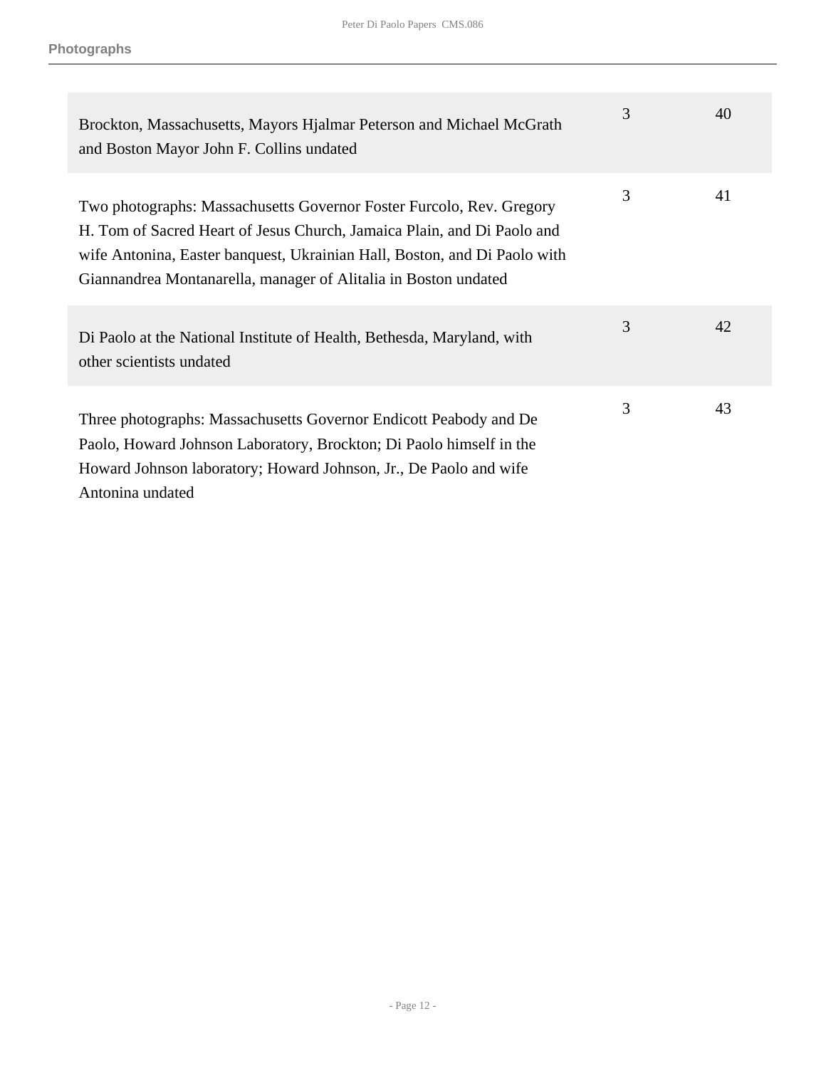| | | |
|---|---|---|
| Brockton, Massachusetts, Mayors Hjalmar Peterson and Michael McGrath and Boston Mayor John F. Collins undated | 3 | 40 |
| Two photographs: Massachusetts Governor Foster Furcolo, Rev. Gregory H. Tom of Sacred Heart of Jesus Church, Jamaica Plain, and Di Paolo and wife Antonina, Easter banquest, Ukrainian Hall, Boston, and Di Paolo with Giannandrea Montanarella, manager of Alitalia in Boston undated | 3 | 41 |
| Di Paolo at the National Institute of Health, Bethesda, Maryland, with other scientists undated | 3 | 42 |
| Three photographs: Massachusetts Governor Endicott Peabody and De Paolo, Howard Johnson Laboratory, Brockton; Di Paolo himself in the Howard Johnson laboratory; Howard Johnson, Jr., De Paolo and wife Antonina undated | 3 | 43 |